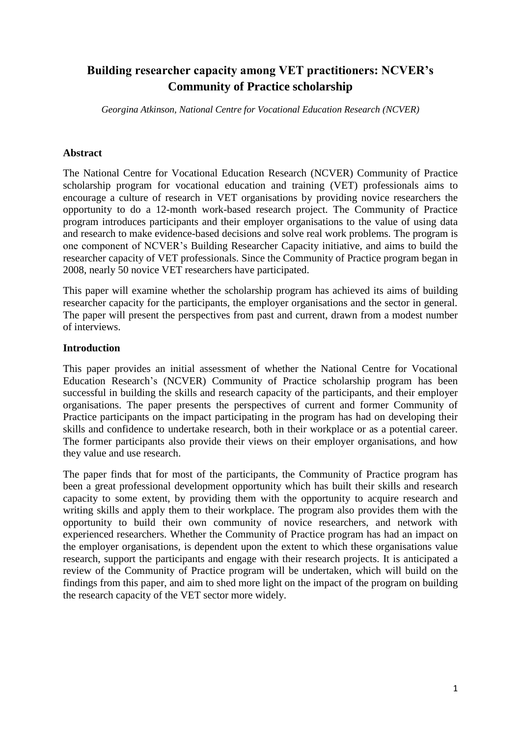# Building researcher capacity among VET practitioners: NCVER's Community of Practice scholarship

*Georgina Atkinson, National Centre for Vocational Education Research (NCVER)*

## Abstract

The National Centre for Vocational Education Research (NCVER) Community of Practice scholarship program for vocational education and training (VET) professionals aims to encourage a culture of research in VET organisations by providing novice researchers the opportunity to do a 12-month work-based research project. The Community of Practice program introduces participants and their employer organisations to the value of using data and research to make evidence-based decisions and solve real work problems. The program is one component of NCVER's Building Researcher Capacity initiative, and aims to build the researcher capacity of VET professionals. Since the Community of Practice program began in 2008, nearly 50 novice VET researchers have participated.

This paper will examine whether the scholarship program has achieved its aims of building researcher capacity for the participants, the employer organisations and the sector in general. The paper will present the perspectives from past and current, drawn from a modest number of interviews.

## Introduction

This paper provides an initial assessment of whether the National Centre for Vocational Education Research's (NCVER) Community of Practice scholarship program has been successful in building the skills and research capacity of the participants, and their employer organisations. The paper presents the perspectives of current and former Community of Practice participants on the impact participating in the program has had on developing their skills and confidence to undertake research, both in their workplace or as a potential career. The former participants also provide their views on their employer organisations, and how they value and use research.

The paper finds that for most of the participants, the Community of Practice program has been a great professional development opportunity which has built their skills and research capacity to some extent, by providing them with the opportunity to acquire research and writing skills and apply them to their workplace. The program also provides them with the opportunity to build their own community of novice researchers, and network with experienced researchers. Whether the Community of Practice program has had an impact on the employer organisations, is dependent upon the extent to which these organisations value research, support the participants and engage with their research projects. It is anticipated a review of the Community of Practice program will be undertaken, which will build on the findings from this paper, and aim to shed more light on the impact of the program on building the research capacity of the VET sector more widely.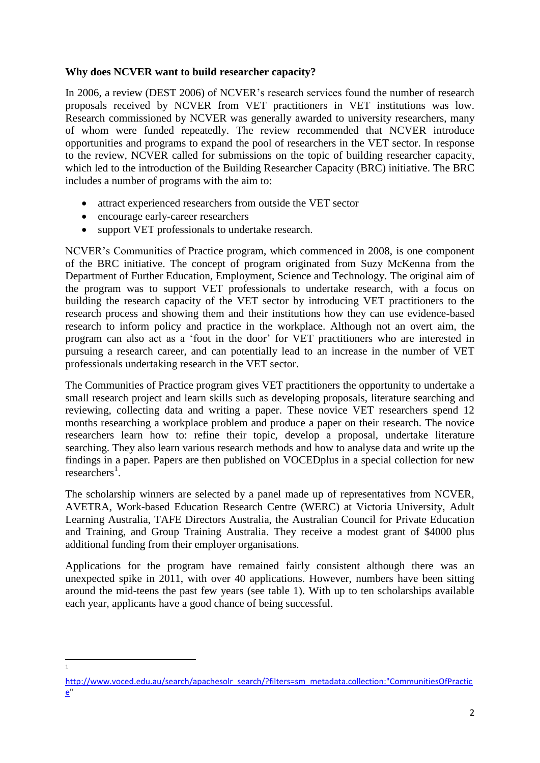**Why does NCVER want to build researcher capacity?**

In 2006, a review (DEST 2006) of NCVER's research services found the number of research proposals received by NCVER from VET practitioners in VET institutions was low. Research commissioned by NCVER was generally awarded to university researchers, many of whom were funded repeatedly. The review recommended that NCVER introduce opportunities and programs to expand the pool of researchers in the VET sector. In response to the review, NCVER called for submissions on the topic of building researcher capacity, which led to the introduction of the Building Researcher Capacity (BRC) initiative. The BRC includes a number of programs with the aim to:

- attract experienced researchers from outside the VET sector
- encourage early-career researchers
- support VET professionals to undertake research.

NCVER's Communities of Practice program, which commenced in 2008, is one component of the BRC initiative. The concept of program originated from Suzy McKenna from the Department of Further Education, Employment, Science and Technology. The original aim of the program was to support VET professionals to undertake research, with a focus on building the research capacity of the VET sector by introducing VET practitioners to the research process and showing them and their institutions how they can use evidence-based research to inform policy and practice in the workplace. Although not an overt aim, the program can also act as a 'foot in the door' for VET practitioners who are interested in pursuing a research career, and can potentially lead to an increase in the number of VET professionals undertaking research in the VET sector.

The Communities of Practice program gives VET practitioners the opportunity to undertake a small research project and learn skills such as developing proposals, literature searching and reviewing, collecting data and writing a paper. These novice VET researchers spend 12 months researching a workplace problem and produce a paper on their research. The novice researchers learn how to: refine their topic, develop a proposal, undertake literature searching. They also learn various research methods and how to analyse data and write up the findings in a paper. Papers are then published on VOCEDplus in a special collection for new researchers[1].

The scholarship winners are selected by a panel made up of representatives from NCVER, AVETRA, Work-based Education Research Centre (WERC) at Victoria University, Adult Learning Australia, TAFE Directors Australia, the Australian Council for Private Education and Training, and Group Training Australia. They receive a modest grant of $4000 plus additional funding from their employer organisations.

Applications for the program have remained fairly consistent although there was an unexpected spike in 2011, with over 40 applications. However, numbers have been sitting around the mid-teens the past few years (see table 1). With up to ten scholarships available each year, applicants have a good chance of being successful.

---

[1] http://www.voced.edu.au/search/apachesolr_search/?filters=sm_metadata.collection:"CommunitiesOfPractice"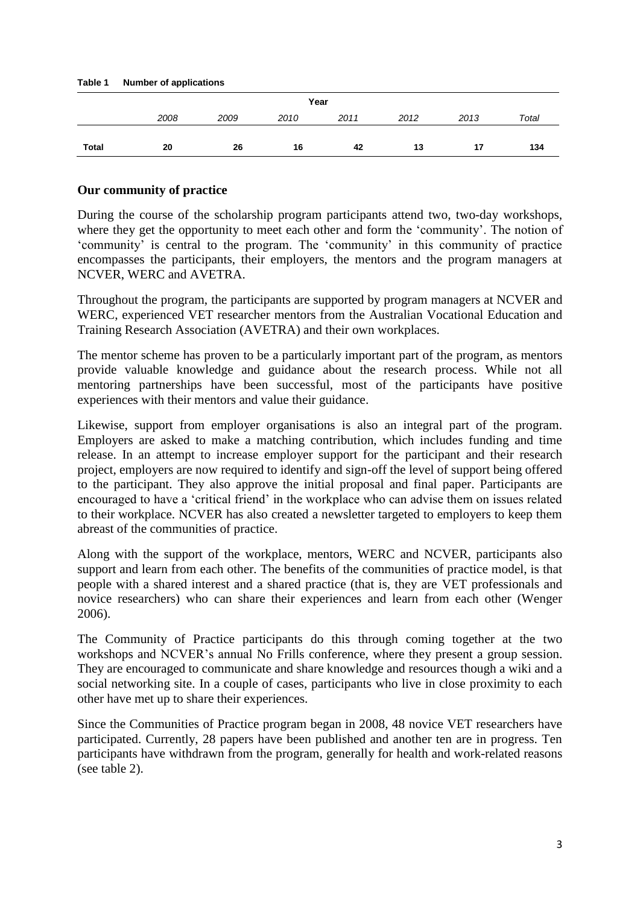**Table 1 Number of applications**

| | Year | | | | | | |
|---|---|---|---|---|---|---|---|
| | *2008* | *2009* | *2010* | *2011* | *2012* | *2013* | *Total* |
| **Total** | **20** | **26** | **16** | **42** | **13** | **17** | **134** |

## Our community of practice

During the course of the scholarship program participants attend two, two-day workshops, where they get the opportunity to meet each other and form the 'community'. The notion of 'community' is central to the program. The 'community' in this community of practice encompasses the participants, their employers, the mentors and the program managers at NCVER, WERC and AVETRA.

Throughout the program, the participants are supported by program managers at NCVER and WERC, experienced VET researcher mentors from the Australian Vocational Education and Training Research Association (AVETRA) and their own workplaces.

The mentor scheme has proven to be a particularly important part of the program, as mentors provide valuable knowledge and guidance about the research process. While not all mentoring partnerships have been successful, most of the participants have positive experiences with their mentors and value their guidance.

Likewise, support from employer organisations is also an integral part of the program. Employers are asked to make a matching contribution, which includes funding and time release. In an attempt to increase employer support for the participant and their research project, employers are now required to identify and sign-off the level of support being offered to the participant. They also approve the initial proposal and final paper. Participants are encouraged to have a 'critical friend' in the workplace who can advise them on issues related to their workplace. NCVER has also created a newsletter targeted to employers to keep them abreast of the communities of practice.

Along with the support of the workplace, mentors, WERC and NCVER, participants also support and learn from each other. The benefits of the communities of practice model, is that people with a shared interest and a shared practice (that is, they are VET professionals and novice researchers) who can share their experiences and learn from each other (Wenger 2006).

The Community of Practice participants do this through coming together at the two workshops and NCVER's annual No Frills conference, where they present a group session. They are encouraged to communicate and share knowledge and resources though a wiki and a social networking site. In a couple of cases, participants who live in close proximity to each other have met up to share their experiences.

Since the Communities of Practice program began in 2008, 48 novice VET researchers have participated. Currently, 28 papers have been published and another ten are in progress. Ten participants have withdrawn from the program, generally for health and work-related reasons (see table 2).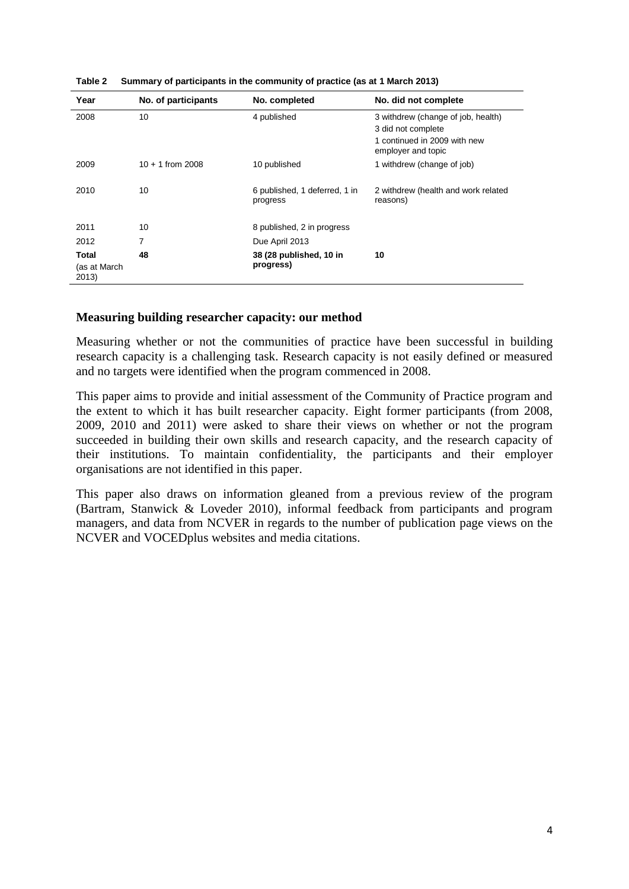**Table 2 Summary of participants in the community of practice (as at 1 March 2013)**

| Year | No. of participants | No. completed | No. did not complete |
|---|---|---|---|
| 2008 | 10 | 4 published | 3 withdrew (change of job, health)<br>3 did not complete<br>1 continued in 2009 with new employer and topic |
| 2009 | 10 + 1 from 2008 | 10 published | 1 withdrew (change of job) |
| 2010 | 10 | 6 published, 1 deferred, 1 in progress | 2 withdrew (health and work related reasons) |
| 2011 | 10 | 8 published, 2 in progress | |
| 2012 | 7 | Due April 2013 | |
| **Total** (as at March 2013) | **48** | **38 (28 published, 10 in progress)** | **10** |

## Measuring building researcher capacity: our method

Measuring whether or not the communities of practice have been successful in building research capacity is a challenging task. Research capacity is not easily defined or measured and no targets were identified when the program commenced in 2008.

This paper aims to provide and initial assessment of the Community of Practice program and the extent to which it has built researcher capacity. Eight former participants (from 2008, 2009, 2010 and 2011) were asked to share their views on whether or not the program succeeded in building their own skills and research capacity, and the research capacity of their institutions. To maintain confidentiality, the participants and their employer organisations are not identified in this paper.

This paper also draws on information gleaned from a previous review of the program (Bartram, Stanwick & Loveder 2010), informal feedback from participants and program managers, and data from NCVER in regards to the number of publication page views on the NCVER and VOCEDplus websites and media citations.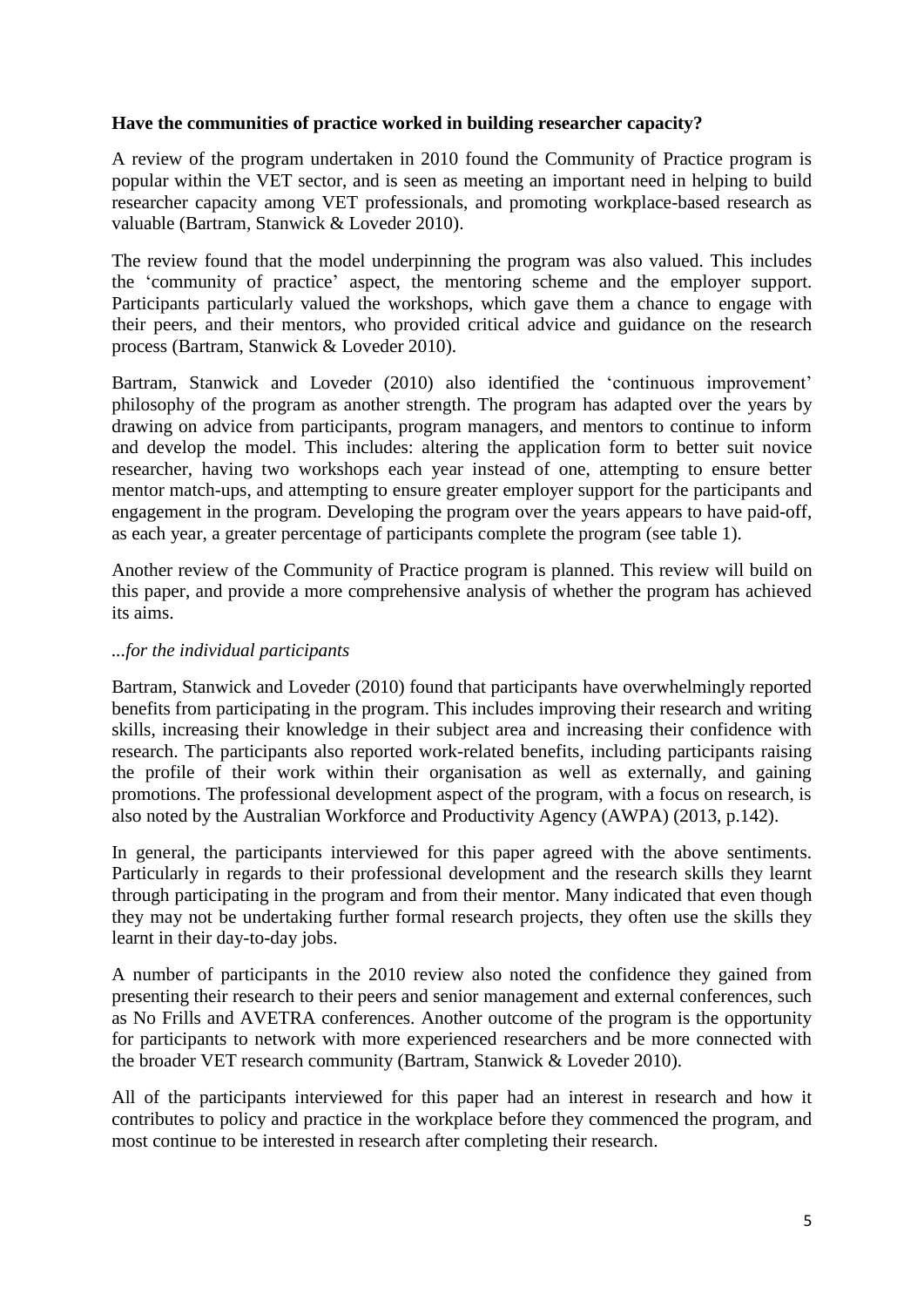**Have the communities of practice worked in building researcher capacity?**

A review of the program undertaken in 2010 found the Community of Practice program is popular within the VET sector, and is seen as meeting an important need in helping to build researcher capacity among VET professionals, and promoting workplace-based research as valuable (Bartram, Stanwick & Loveder 2010).

The review found that the model underpinning the program was also valued. This includes the 'community of practice' aspect, the mentoring scheme and the employer support. Participants particularly valued the workshops, which gave them a chance to engage with their peers, and their mentors, who provided critical advice and guidance on the research process (Bartram, Stanwick & Loveder 2010).

Bartram, Stanwick and Loveder (2010) also identified the 'continuous improvement' philosophy of the program as another strength. The program has adapted over the years by drawing on advice from participants, program managers, and mentors to continue to inform and develop the model. This includes: altering the application form to better suit novice researcher, having two workshops each year instead of one, attempting to ensure better mentor match-ups, and attempting to ensure greater employer support for the participants and engagement in the program. Developing the program over the years appears to have paid-off, as each year, a greater percentage of participants complete the program (see table 1).

Another review of the Community of Practice program is planned. This review will build on this paper, and provide a more comprehensive analysis of whether the program has achieved its aims.

*...for the individual participants*

Bartram, Stanwick and Loveder (2010) found that participants have overwhelmingly reported benefits from participating in the program. This includes improving their research and writing skills, increasing their knowledge in their subject area and increasing their confidence with research. The participants also reported work-related benefits, including participants raising the profile of their work within their organisation as well as externally, and gaining promotions. The professional development aspect of the program, with a focus on research, is also noted by the Australian Workforce and Productivity Agency (AWPA) (2013, p.142).

In general, the participants interviewed for this paper agreed with the above sentiments. Particularly in regards to their professional development and the research skills they learnt through participating in the program and from their mentor. Many indicated that even though they may not be undertaking further formal research projects, they often use the skills they learnt in their day-to-day jobs.

A number of participants in the 2010 review also noted the confidence they gained from presenting their research to their peers and senior management and external conferences, such as No Frills and AVETRA conferences. Another outcome of the program is the opportunity for participants to network with more experienced researchers and be more connected with the broader VET research community (Bartram, Stanwick & Loveder 2010).

All of the participants interviewed for this paper had an interest in research and how it contributes to policy and practice in the workplace before they commenced the program, and most continue to be interested in research after completing their research.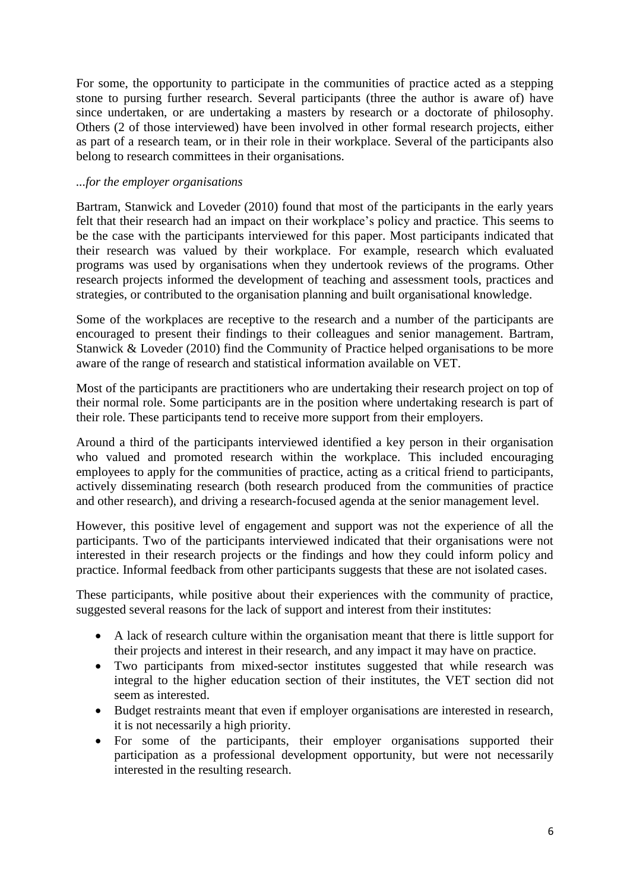For some, the opportunity to participate in the communities of practice acted as a stepping stone to pursing further research. Several participants (three the author is aware of) have since undertaken, or are undertaking a masters by research or a doctorate of philosophy. Others (2 of those interviewed) have been involved in other formal research projects, either as part of a research team, or in their role in their workplace. Several of the participants also belong to research committees in their organisations.

*...for the employer organisations*

Bartram, Stanwick and Loveder (2010) found that most of the participants in the early years felt that their research had an impact on their workplace's policy and practice. This seems to be the case with the participants interviewed for this paper. Most participants indicated that their research was valued by their workplace. For example, research which evaluated programs was used by organisations when they undertook reviews of the programs. Other research projects informed the development of teaching and assessment tools, practices and strategies, or contributed to the organisation planning and built organisational knowledge.

Some of the workplaces are receptive to the research and a number of the participants are encouraged to present their findings to their colleagues and senior management. Bartram, Stanwick & Loveder (2010) find the Community of Practice helped organisations to be more aware of the range of research and statistical information available on VET.

Most of the participants are practitioners who are undertaking their research project on top of their normal role. Some participants are in the position where undertaking research is part of their role. These participants tend to receive more support from their employers.

Around a third of the participants interviewed identified a key person in their organisation who valued and promoted research within the workplace. This included encouraging employees to apply for the communities of practice, acting as a critical friend to participants, actively disseminating research (both research produced from the communities of practice and other research), and driving a research-focused agenda at the senior management level.

However, this positive level of engagement and support was not the experience of all the participants. Two of the participants interviewed indicated that their organisations were not interested in their research projects or the findings and how they could inform policy and practice. Informal feedback from other participants suggests that these are not isolated cases.

These participants, while positive about their experiences with the community of practice, suggested several reasons for the lack of support and interest from their institutes:

- A lack of research culture within the organisation meant that there is little support for their projects and interest in their research, and any impact it may have on practice.
- Two participants from mixed-sector institutes suggested that while research was integral to the higher education section of their institutes, the VET section did not seem as interested.
- Budget restraints meant that even if employer organisations are interested in research, it is not necessarily a high priority.
- For some of the participants, their employer organisations supported their participation as a professional development opportunity, but were not necessarily interested in the resulting research.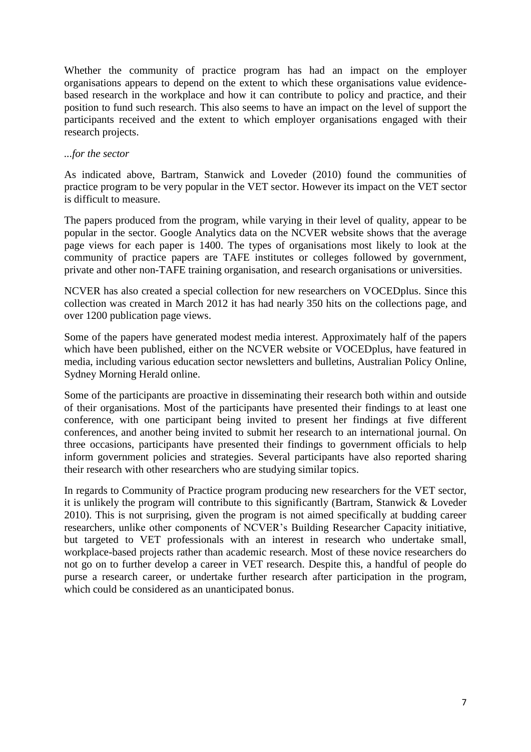Whether the community of practice program has had an impact on the employer organisations appears to depend on the extent to which these organisations value evidence-based research in the workplace and how it can contribute to policy and practice, and their position to fund such research. This also seems to have an impact on the level of support the participants received and the extent to which employer organisations engaged with their research projects.

*...for the sector*

As indicated above, Bartram, Stanwick and Loveder (2010) found the communities of practice program to be very popular in the VET sector. However its impact on the VET sector is difficult to measure.

The papers produced from the program, while varying in their level of quality, appear to be popular in the sector. Google Analytics data on the NCVER website shows that the average page views for each paper is 1400. The types of organisations most likely to look at the community of practice papers are TAFE institutes or colleges followed by government, private and other non-TAFE training organisation, and research organisations or universities.

NCVER has also created a special collection for new researchers on VOCEDplus. Since this collection was created in March 2012 it has had nearly 350 hits on the collections page, and over 1200 publication page views.

Some of the papers have generated modest media interest. Approximately half of the papers which have been published, either on the NCVER website or VOCEDplus, have featured in media, including various education sector newsletters and bulletins, Australian Policy Online, Sydney Morning Herald online.

Some of the participants are proactive in disseminating their research both within and outside of their organisations. Most of the participants have presented their findings to at least one conference, with one participant being invited to present her findings at five different conferences, and another being invited to submit her research to an international journal. On three occasions, participants have presented their findings to government officials to help inform government policies and strategies. Several participants have also reported sharing their research with other researchers who are studying similar topics.

In regards to Community of Practice program producing new researchers for the VET sector, it is unlikely the program will contribute to this significantly (Bartram, Stanwick & Loveder 2010). This is not surprising, given the program is not aimed specifically at budding career researchers, unlike other components of NCVER's Building Researcher Capacity initiative, but targeted to VET professionals with an interest in research who undertake small, workplace-based projects rather than academic research. Most of these novice researchers do not go on to further develop a career in VET research. Despite this, a handful of people do purse a research career, or undertake further research after participation in the program, which could be considered as an unanticipated bonus.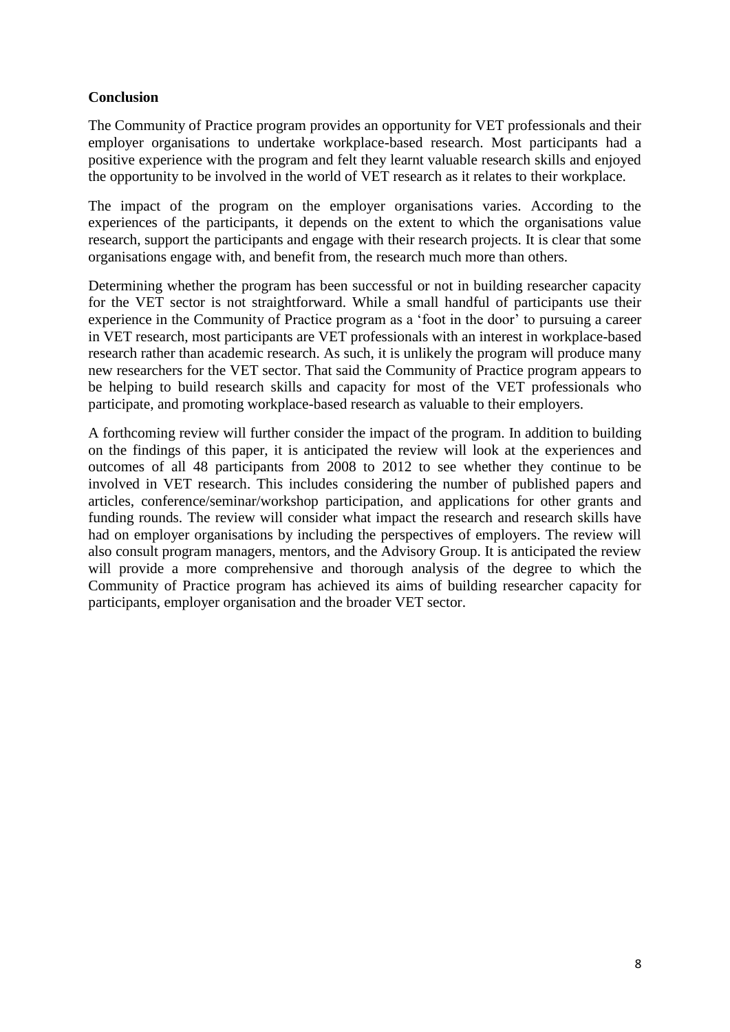**Conclusion**

The Community of Practice program provides an opportunity for VET professionals and their employer organisations to undertake workplace-based research. Most participants had a positive experience with the program and felt they learnt valuable research skills and enjoyed the opportunity to be involved in the world of VET research as it relates to their workplace.

The impact of the program on the employer organisations varies. According to the experiences of the participants, it depends on the extent to which the organisations value research, support the participants and engage with their research projects. It is clear that some organisations engage with, and benefit from, the research much more than others.

Determining whether the program has been successful or not in building researcher capacity for the VET sector is not straightforward. While a small handful of participants use their experience in the Community of Practice program as a 'foot in the door' to pursuing a career in VET research, most participants are VET professionals with an interest in workplace-based research rather than academic research. As such, it is unlikely the program will produce many new researchers for the VET sector. That said the Community of Practice program appears to be helping to build research skills and capacity for most of the VET professionals who participate, and promoting workplace-based research as valuable to their employers.

A forthcoming review will further consider the impact of the program. In addition to building on the findings of this paper, it is anticipated the review will look at the experiences and outcomes of all 48 participants from 2008 to 2012 to see whether they continue to be involved in VET research. This includes considering the number of published papers and articles, conference/seminar/workshop participation, and applications for other grants and funding rounds. The review will consider what impact the research and research skills have had on employer organisations by including the perspectives of employers. The review will also consult program managers, mentors, and the Advisory Group. It is anticipated the review will provide a more comprehensive and thorough analysis of the degree to which the Community of Practice program has achieved its aims of building researcher capacity for participants, employer organisation and the broader VET sector.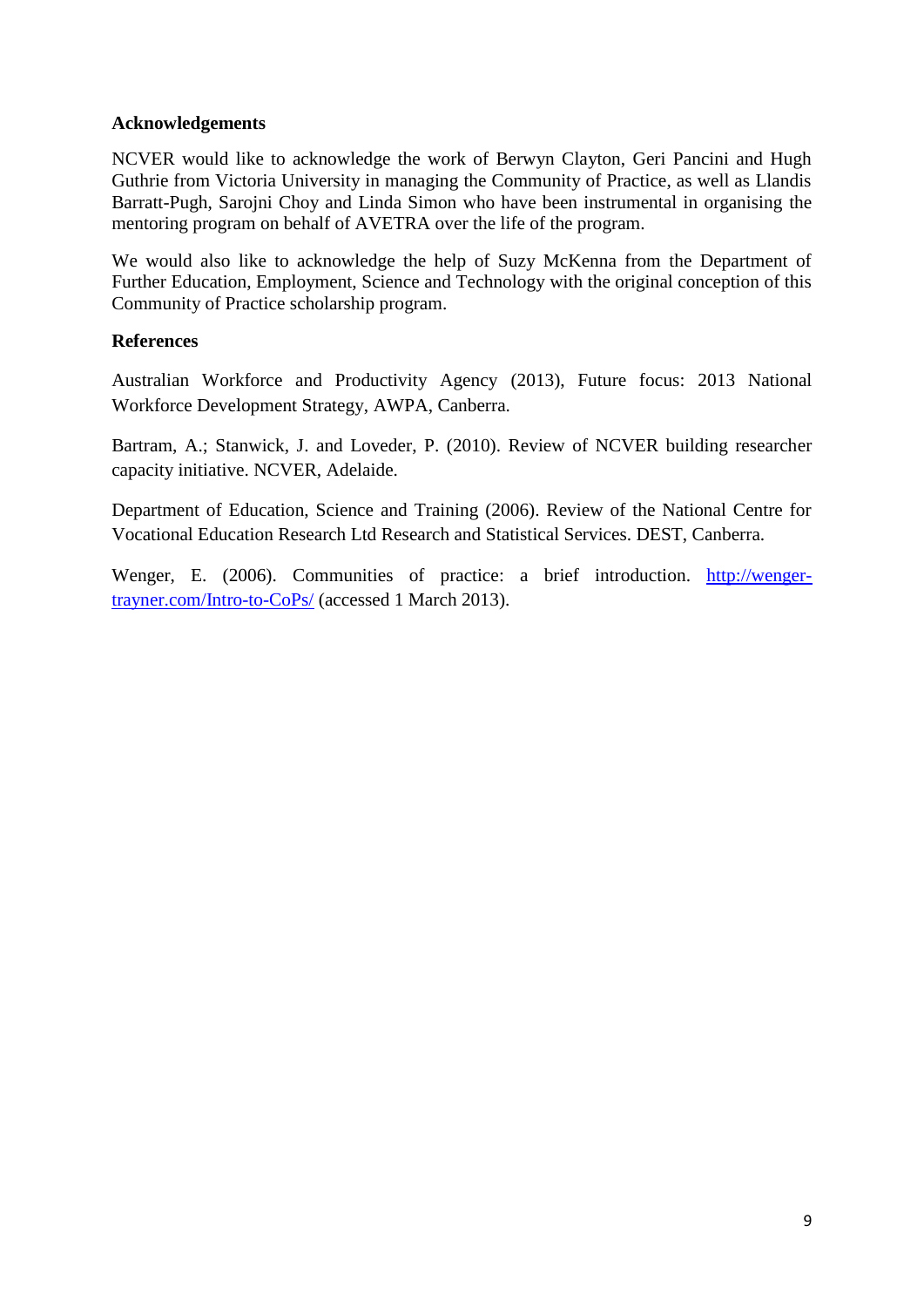## Acknowledgements

NCVER would like to acknowledge the work of Berwyn Clayton, Geri Pancini and Hugh Guthrie from Victoria University in managing the Community of Practice, as well as Llandis Barratt-Pugh, Sarojni Choy and Linda Simon who have been instrumental in organising the mentoring program on behalf of AVETRA over the life of the program.

We would also like to acknowledge the help of Suzy McKenna from the Department of Further Education, Employment, Science and Technology with the original conception of this Community of Practice scholarship program.

## References

Australian Workforce and Productivity Agency (2013), Future focus: 2013 National Workforce Development Strategy, AWPA, Canberra.

Bartram, A.; Stanwick, J. and Loveder, P. (2010). Review of NCVER building researcher capacity initiative. NCVER, Adelaide.

Department of Education, Science and Training (2006). Review of the National Centre for Vocational Education Research Ltd Research and Statistical Services. DEST, Canberra.

Wenger, E. (2006). Communities of practice: a brief introduction. [http://wenger-trayner.com/Intro-to-CoPs/](http://wenger-trayner.com/Intro-to-CoPs/) (accessed 1 March 2013).